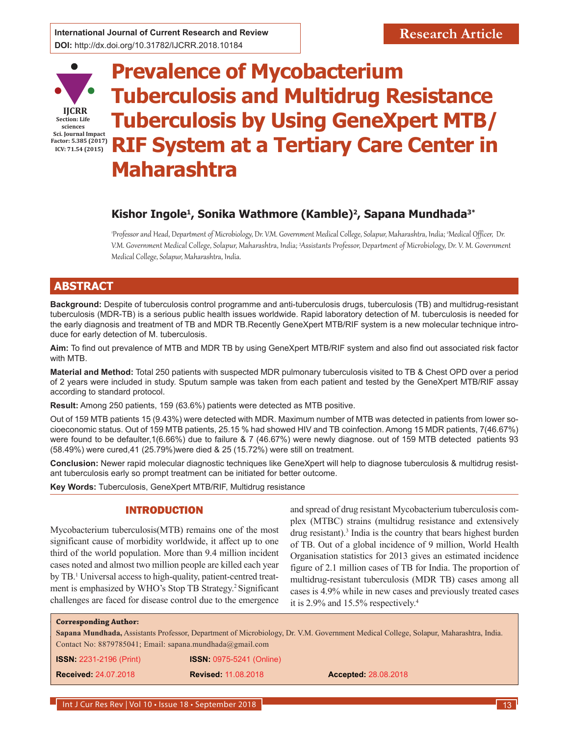International Journal of Current Research and Review
DOI: http://dx.doi.org/10.31782/IJCRR.2018.10184

Research Article

IJCRR
Section: Life sciences
Sci. Journal Impact Factor: 5.385 (2017)
ICV: 71.54 (2015)

# Prevalence of Mycobacterium Tuberculosis and Multidrug Resistance Tuberculosis by Using GeneXpert MTB/RIF System at a Tertiary Care Center in Maharashtra

**Kishor Ingole[1], Sonika Wathmore (Kamble)[2], Sapana Mundhada[3*]**

[1]Professor and Head, Department of Microbiology, Dr. V.M. Government Medical College, Solapur, Maharashtra, India; [2]Medical Officer, Dr. V.M. Government Medical College, Solapur, Maharashtra, India; [3]Assistants Professor, Department of Microbiology, Dr. V. M. Government Medical College, Solapur, Maharashtra, India.

## ABSTRACT

**Background:** Despite of tuberculosis control programme and anti-tuberculosis drugs, tuberculosis (TB) and multidrug-resistant tuberculosis (MDR-TB) is a serious public health issues worldwide. Rapid laboratory detection of M. tuberculosis is needed for the early diagnosis and treatment of TB and MDR TB.Recently GeneXpert MTB/RIF system is a new molecular technique introduce for early detection of M. tuberculosis.

**Aim:** To find out prevalence of MTB and MDR TB by using GeneXpert MTB/RIF system and also find out associated risk factor with MTB.

**Material and Method:** Total 250 patients with suspected MDR pulmonary tuberculosis visited to TB & Chest OPD over a period of 2 years were included in study. Sputum sample was taken from each patient and tested by the GeneXpert MTB/RIF assay according to standard protocol.

**Result:** Among 250 patients, 159 (63.6%) patients were detected as MTB positive.

Out of 159 MTB patients 15 (9.43%) were detected with MDR. Maximum number of MTB was detected in patients from lower socioeconomic status. Out of 159 MTB patients, 25.15 % had showed HIV and TB coinfection. Among 15 MDR patients, 7(46.67%) were found to be defaulter,1(6.66%) due to failure & 7 (46.67%) were newly diagnose. out of 159 MTB detected patients 93 (58.49%) were cured,41 (25.79%)were died & 25 (15.72%) were still on treatment.

**Conclusion:** Newer rapid molecular diagnostic techniques like GeneXpert will help to diagnose tuberculosis & multidrug resistant tuberculosis early so prompt treatment can be initiated for better outcome.

**Key Words:** Tuberculosis, GeneXpert MTB/RIF, Multidrug resistance

## INTRODUCTION

Mycobacterium tuberculosis(MTB) remains one of the most significant cause of morbidity worldwide, it affect up to one third of the world population. More than 9.4 million incident cases noted and almost two million people are killed each year by TB.[1] Universal access to high-quality, patient-centred treatment is emphasized by WHO's Stop TB Strategy.[2] Significant challenges are faced for disease control due to the emergence and spread of drug resistant Mycobacterium tuberculosis complex (MTBC) strains (multidrug resistance and extensively drug resistant).[3] India is the country that bears highest burden of TB. Out of a global incidence of 9 million, World Health Organisation statistics for 2013 gives an estimated incidence figure of 2.1 million cases of TB for India. The proportion of multidrug-resistant tuberculosis (MDR TB) cases among all cases is 4.9% while in new cases and previously treated cases it is 2.9% and 15.5% respectively.[4]

**Corresponding Author:**
**Sapana Mundhada,** Assistants Professor, Department of Microbiology, Dr. V.M. Government Medical College, Solapur, Maharashtra, India. Contact No: 8879785041; Email: sapana.mundhada@gmail.com

**ISSN:** 2231-2196 (Print) **ISSN:** 0975-5241 (Online)

**Received:** 24.07.2018 **Revised:** 11.08.2018 **Accepted:** 28.08.2018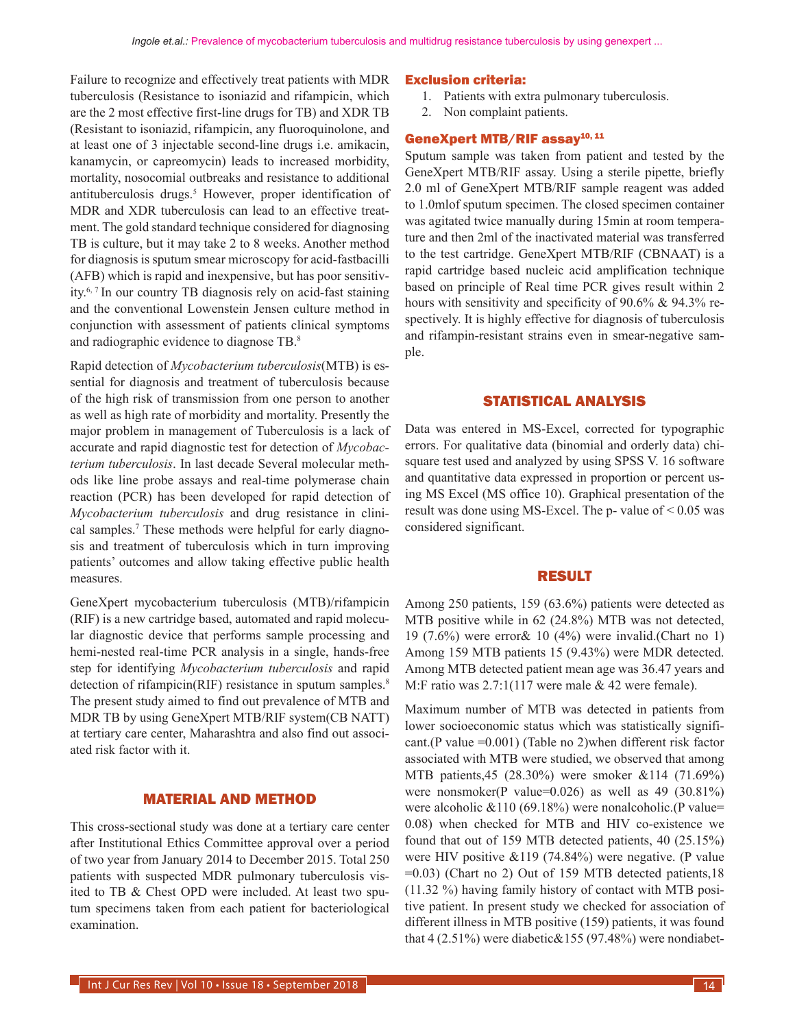Failure to recognize and effectively treat patients with MDR tuberculosis (Resistance to isoniazid and rifampicin, which are the 2 most effective first-line drugs for TB) and XDR TB (Resistant to isoniazid, rifampicin, any fluoroquinolone, and at least one of 3 injectable second-line drugs i.e. amikacin, kanamycin, or capreomycin) leads to increased morbidity, mortality, nosocomial outbreaks and resistance to additional antituberculosis drugs.[5] However, proper identification of MDR and XDR tuberculosis can lead to an effective treatment. The gold standard technique considered for diagnosing TB is culture, but it may take 2 to 8 weeks. Another method for diagnosis is sputum smear microscopy for acid-fastbacilli (AFB) which is rapid and inexpensive, but has poor sensitivity.[6, 7] In our country TB diagnosis rely on acid-fast staining and the conventional Lowenstein Jensen culture method in conjunction with assessment of patients clinical symptoms and radiographic evidence to diagnose TB.[8]

Rapid detection of *Mycobacterium tuberculosis*(MTB) is essential for diagnosis and treatment of tuberculosis because of the high risk of transmission from one person to another as well as high rate of morbidity and mortality. Presently the major problem in management of Tuberculosis is a lack of accurate and rapid diagnostic test for detection of *Mycobacterium tuberculosis*. In last decade Several molecular methods like line probe assays and real-time polymerase chain reaction (PCR) has been developed for rapid detection of *Mycobacterium tuberculosis* and drug resistance in clinical samples.[7] These methods were helpful for early diagnosis and treatment of tuberculosis which in turn improving patients' outcomes and allow taking effective public health measures.

GeneXpert mycobacterium tuberculosis (MTB)/rifampicin (RIF) is a new cartridge based, automated and rapid molecular diagnostic device that performs sample processing and hemi-nested real-time PCR analysis in a single, hands-free step for identifying *Mycobacterium tuberculosis* and rapid detection of rifampicin(RIF) resistance in sputum samples.[8] The present study aimed to find out prevalence of MTB and MDR TB by using GeneXpert MTB/RIF system(CB NATT) at tertiary care center, Maharashtra and also find out associated risk factor with it.

## MATERIAL AND METHOD

This cross-sectional study was done at a tertiary care center after Institutional Ethics Committee approval over a period of two year from January 2014 to December 2015. Total 250 patients with suspected MDR pulmonary tuberculosis visited to TB & Chest OPD were included. At least two sputum specimens taken from each patient for bacteriological examination.

### Exclusion criteria:

1. Patients with extra pulmonary tuberculosis.
2. Non complaint patients.

### GeneXpert MTB/RIF assay[10, 11]

Sputum sample was taken from patient and tested by the GeneXpert MTB/RIF assay. Using a sterile pipette, briefly 2.0 ml of GeneXpert MTB/RIF sample reagent was added to 1.0mlof sputum specimen. The closed specimen container was agitated twice manually during 15min at room temperature and then 2ml of the inactivated material was transferred to the test cartridge. GeneXpert MTB/RIF (CBNAAT) is a rapid cartridge based nucleic acid amplification technique based on principle of Real time PCR gives result within 2 hours with sensitivity and specificity of 90.6% & 94.3% respectively. It is highly effective for diagnosis of tuberculosis and rifampin-resistant strains even in smear-negative sample.

## STATISTICAL ANALYSIS

Data was entered in MS-Excel, corrected for typographic errors. For qualitative data (binomial and orderly data) chi-square test used and analyzed by using SPSS V. 16 software and quantitative data expressed in proportion or percent using MS Excel (MS office 10). Graphical presentation of the result was done using MS-Excel. The p- value of < 0.05 was considered significant.

## RESULT

Among 250 patients, 159 (63.6%) patients were detected as MTB positive while in 62 (24.8%) MTB was not detected, 19 (7.6%) were error& 10 (4%) were invalid.(Chart no 1) Among 159 MTB patients 15 (9.43%) were MDR detected. Among MTB detected patient mean age was 36.47 years and M:F ratio was 2.7:1(117 were male & 42 were female).

Maximum number of MTB was detected in patients from lower socioeconomic status which was statistically significant.(P value =0.001) (Table no 2)when different risk factor associated with MTB were studied, we observed that among MTB patients,45 (28.30%) were smoker &114 (71.69%) were nonsmoker(P value=0.026) as well as 49 (30.81%) were alcoholic &110 (69.18%) were nonalcoholic.(P value= 0.08) when checked for MTB and HIV co-existence we found that out of 159 MTB detected patients, 40 (25.15%) were HIV positive &119 (74.84%) were negative. (P value =0.03) (Chart no 2) Out of 159 MTB detected patients,18 (11.32 %) having family history of contact with MTB positive patient. In present study we checked for association of different illness in MTB positive (159) patients, it was found that 4 (2.51%) were diabetic&155 (97.48%) were nondiabet-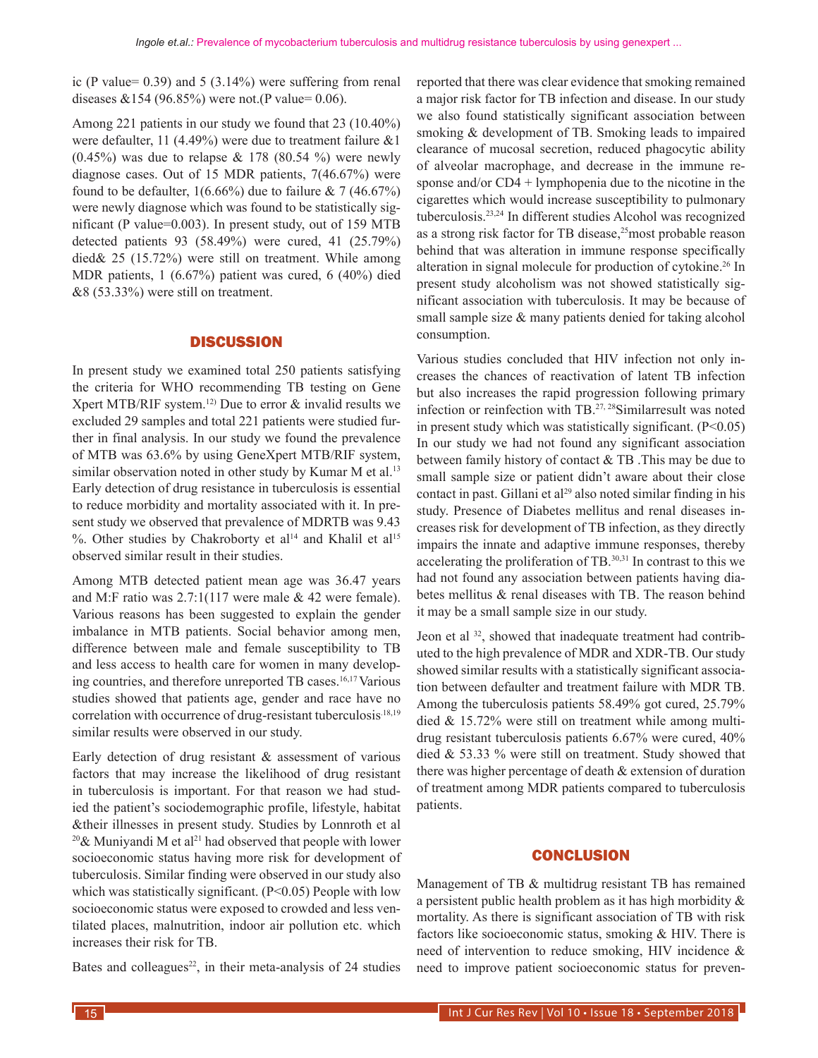ic (P value= 0.39) and 5 (3.14%) were suffering from renal diseases &154 (96.85%) were not.(P value= 0.06).

Among 221 patients in our study we found that 23 (10.40%) were defaulter, 11 (4.49%) were due to treatment failure &1 (0.45%) was due to relapse & 178 (80.54 %) were newly diagnose cases. Out of 15 MDR patients, 7(46.67%) were found to be defaulter, 1(6.66%) due to failure & 7 (46.67%) were newly diagnose which was found to be statistically significant (P value=0.003). In present study, out of 159 MTB detected patients 93 (58.49%) were cured, 41 (25.79%) died& 25 (15.72%) were still on treatment. While among MDR patients, 1 (6.67%) patient was cured, 6 (40%) died &8 (53.33%) were still on treatment.

## DISCUSSION

In present study we examined total 250 patients satisfying the criteria for WHO recommending TB testing on Gene Xpert MTB/RIF system.[12)] Due to error & invalid results we excluded 29 samples and total 221 patients were studied further in final analysis. In our study we found the prevalence of MTB was 63.6% by using GeneXpert MTB/RIF system, similar observation noted in other study by Kumar M et al.[13] Early detection of drug resistance in tuberculosis is essential to reduce morbidity and mortality associated with it. In present study we observed that prevalence of MDRTB was 9.43 %. Other studies by Chakroborty et al[14] and Khalil et al[15] observed similar result in their studies.

Among MTB detected patient mean age was 36.47 years and M:F ratio was 2.7:1(117 were male & 42 were female). Various reasons has been suggested to explain the gender imbalance in MTB patients. Social behavior among men, difference between male and female susceptibility to TB and less access to health care for women in many developing countries, and therefore unreported TB cases.[16,17] Various studies showed that patients age, gender and race have no correlation with occurrence of drug-resistant tuberculosis.[18,19] similar results were observed in our study.

Early detection of drug resistant & assessment of various factors that may increase the likelihood of drug resistant in tuberculosis is important. For that reason we had studied the patient's sociodemographic profile, lifestyle, habitat &their illnesses in present study. Studies by Lonnroth et al [20]& Muniyandi M et al[21] had observed that people with lower socioeconomic status having more risk for development of tuberculosis. Similar finding were observed in our study also which was statistically significant. ($P<0.05$) People with low socioeconomic status were exposed to crowded and less ventilated places, malnutrition, indoor air pollution etc. which increases their risk for TB.

Bates and colleagues[22], in their meta-analysis of 24 studies reported that there was clear evidence that smoking remained a major risk factor for TB infection and disease. In our study we also found statistically significant association between smoking & development of TB. Smoking leads to impaired clearance of mucosal secretion, reduced phagocytic ability of alveolar macrophage, and decrease in the immune response and/or CD4 + lymphopenia due to the nicotine in the cigarettes which would increase susceptibility to pulmonary tuberculosis.[23,24] In different studies Alcohol was recognized as a strong risk factor for TB disease,[25]most probable reason behind that was alteration in immune response specifically alteration in signal molecule for production of cytokine.[26] In present study alcoholism was not showed statistically significant association with tuberculosis. It may be because of small sample size & many patients denied for taking alcohol consumption.

Various studies concluded that HIV infection not only increases the chances of reactivation of latent TB infection but also increases the rapid progression following primary infection or reinfection with TB.[27, 28]Similarresult was noted in present study which was statistically significant. ($P<0.05$) In our study we had not found any significant association between family history of contact & TB .This may be due to small sample size or patient didn't aware about their close contact in past. Gillani et al[29] also noted similar finding in his study. Presence of Diabetes mellitus and renal diseases increases risk for development of TB infection, as they directly impairs the innate and adaptive immune responses, thereby accelerating the proliferation of TB.[30,31] In contrast to this we had not found any association between patients having diabetes mellitus & renal diseases with TB. The reason behind it may be a small sample size in our study.

Jeon et al [32], showed that inadequate treatment had contributed to the high prevalence of MDR and XDR-TB. Our study showed similar results with a statistically significant association between defaulter and treatment failure with MDR TB. Among the tuberculosis patients 58.49% got cured, 25.79% died & 15.72% were still on treatment while among multidrug resistant tuberculosis patients 6.67% were cured, 40% died & 53.33 % were still on treatment. Study showed that there was higher percentage of death & extension of duration of treatment among MDR patients compared to tuberculosis patients.

## CONCLUSION

Management of TB & multidrug resistant TB has remained a persistent public health problem as it has high morbidity & mortality. As there is significant association of TB with risk factors like socioeconomic status, smoking & HIV. There is need of intervention to reduce smoking, HIV incidence & need to improve patient socioeconomic status for preven-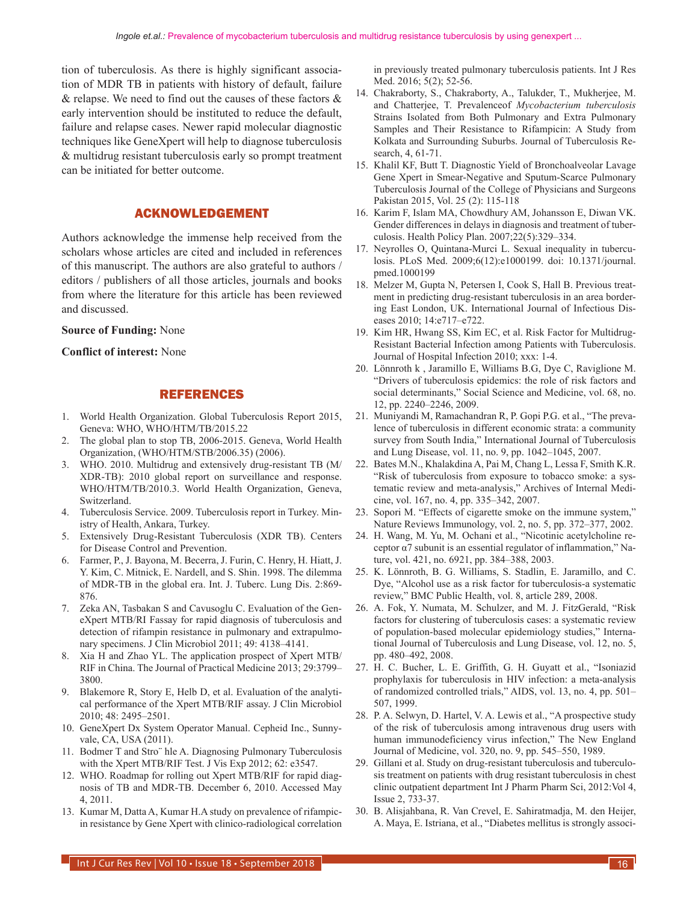tion of tuberculosis. As there is highly significant association of MDR TB in patients with history of default, failure & relapse. We need to find out the causes of these factors & early intervention should be instituted to reduce the default, failure and relapse cases. Newer rapid molecular diagnostic techniques like GeneXpert will help to diagnose tuberculosis & multidrug resistant tuberculosis early so prompt treatment can be initiated for better outcome.

## ACKNOWLEDGEMENT

Authors acknowledge the immense help received from the scholars whose articles are cited and included in references of this manuscript. The authors are also grateful to authors / editors / publishers of all those articles, journals and books from where the literature for this article has been reviewed and discussed.

**Source of Funding:** None

**Conflict of interest:** None

## REFERENCES

1. World Health Organization. Global Tuberculosis Report 2015, Geneva: WHO, WHO/HTM/TB/2015.22
2. The global plan to stop TB, 2006-2015. Geneva, World Health Organization, (WHO/HTM/STB/2006.35) (2006).
3. WHO. 2010. Multidrug and extensively drug-resistant TB (M/XDR-TB): 2010 global report on surveillance and response. WHO/HTM/TB/2010.3. World Health Organization, Geneva, Switzerland.
4. Tuberculosis Service. 2009. Tuberculosis report in Turkey. Ministry of Health, Ankara, Turkey.
5. Extensively Drug-Resistant Tuberculosis (XDR TB). Centers for Disease Control and Prevention.
6. Farmer, P., J. Bayona, M. Becerra, J. Furin, C. Henry, H. Hiatt, J. Y. Kim, C. Mitnick, E. Nardell, and S. Shin. 1998. The dilemma of MDR-TB in the global era. Int. J. Tuberc. Lung Dis. 2:869-876.
7. Zeka AN, Tasbakan S and Cavusoglu C. Evaluation of the GeneXpert MTB/RI Fassay for rapid diagnosis of tuberculosis and detection of rifampin resistance in pulmonary and extrapulmonary specimens. J Clin Microbiol 2011; 49: 4138–4141.
8. Xia H and Zhao YL. The application prospect of Xpert MTB/RIF in China. The Journal of Practical Medicine 2013; 29:3799–3800.
9. Blakemore R, Story E, Helb D, et al. Evaluation of the analytical performance of the Xpert MTB/RIF assay. J Clin Microbiol 2010; 48: 2495–2501.
10. GeneXpert Dx System Operator Manual. Cepheid Inc., Sunnyvale, CA, USA (2011).
11. Bodmer T and Stro¨ hle A. Diagnosing Pulmonary Tuberculosis with the Xpert MTB/RIF Test. J Vis Exp 2012; 62: e3547.
12. WHO. Roadmap for rolling out Xpert MTB/RIF for rapid diagnosis of TB and MDR-TB. December 6, 2010. Accessed May 4, 2011.
13. Kumar M, Datta A, Kumar H.A study on prevalence of rifampicin resistance by Gene Xpert with clinico-radiological correlation in previously treated pulmonary tuberculosis patients. Int J Res Med. 2016; 5(2); 52-56.
14. Chakraborty, S., Chakraborty, A., Talukder, T., Mukherjee, M. and Chatterjee, T. Prevalenceof *Mycobacterium tuberculosis* Strains Isolated from Both Pulmonary and Extra Pulmonary Samples and Their Resistance to Rifampicin: A Study from Kolkata and Surrounding Suburbs. Journal of Tuberculosis Research, 4, 61-71.
15. Khalil KF, Butt T. Diagnostic Yield of Bronchoalveolar Lavage Gene Xpert in Smear-Negative and Sputum-Scarce Pulmonary Tuberculosis Journal of the College of Physicians and Surgeons Pakistan 2015, Vol. 25 (2): 115-118
16. Karim F, Islam MA, Chowdhury AM, Johansson E, Diwan VK. Gender differences in delays in diagnosis and treatment of tuberculosis. Health Policy Plan. 2007;22(5):329–334.
17. Neyrolles O, Quintana-Murci L. Sexual inequality in tuberculosis. PLoS Med. 2009;6(12):e1000199. doi: 10.1371/journal.pmed.1000199
18. Melzer M, Gupta N, Petersen I, Cook S, Hall B. Previous treatment in predicting drug-resistant tuberculosis in an area bordering East London, UK. International Journal of Infectious Diseases 2010; 14:e717–e722.
19. Kim HR, Hwang SS, Kim EC, et al. Risk Factor for Multidrug-Resistant Bacterial Infection among Patients with Tuberculosis. Journal of Hospital Infection 2010; xxx: 1-4.
20. Lönnroth k , Jaramillo E, Williams B.G, Dye C, Raviglione M. "Drivers of tuberculosis epidemics: the role of risk factors and social determinants," Social Science and Medicine, vol. 68, no. 12, pp. 2240–2246, 2009.
21. Muniyandi M, Ramachandran R, P. Gopi P.G. et al., "The prevalence of tuberculosis in different economic strata: a community survey from South India," International Journal of Tuberculosis and Lung Disease, vol. 11, no. 9, pp. 1042–1045, 2007.
22. Bates M.N., Khalakdina A, Pai M, Chang L, Lessa F, Smith K.R. "Risk of tuberculosis from exposure to tobacco smoke: a systematic review and meta-analysis," Archives of Internal Medicine, vol. 167, no. 4, pp. 335–342, 2007.
23. Sopori M. "Effects of cigarette smoke on the immune system," Nature Reviews Immunology, vol. 2, no. 5, pp. 372–377, 2002.
24. H. Wang, M. Yu, M. Ochani et al., "Nicotinic acetylcholine receptor α7 subunit is an essential regulator of inflammation," Nature, vol. 421, no. 6921, pp. 384–388, 2003.
25. K. Lönnroth, B. G. Williams, S. Stadlin, E. Jaramillo, and C. Dye, "Alcohol use as a risk factor for tuberculosis-a systematic review," BMC Public Health, vol. 8, article 289, 2008.
26. A. Fok, Y. Numata, M. Schulzer, and M. J. FitzGerald, "Risk factors for clustering of tuberculosis cases: a systematic review of population-based molecular epidemiology studies," International Journal of Tuberculosis and Lung Disease, vol. 12, no. 5, pp. 480–492, 2008.
27. H. C. Bucher, L. E. Griffith, G. H. Guyatt et al., "Isoniazid prophylaxis for tuberculosis in HIV infection: a meta-analysis of randomized controlled trials," AIDS, vol. 13, no. 4, pp. 501–507, 1999.
28. P. A. Selwyn, D. Hartel, V. A. Lewis et al., "A prospective study of the risk of tuberculosis among intravenous drug users with human immunodeficiency virus infection," The New England Journal of Medicine, vol. 320, no. 9, pp. 545–550, 1989.
29. Gillani et al. Study on drug-resistant tuberculosis and tuberculosis treatment on patients with drug resistant tuberculosis in chest clinic outpatient department Int J Pharm Pharm Sci, 2012:Vol 4, Issue 2, 733-37.
30. B. Alisjahbana, R. Van Crevel, E. Sahiratmadja, M. den Heijer, A. Maya, E. Istriana, et al., "Diabetes mellitus is strongly associ-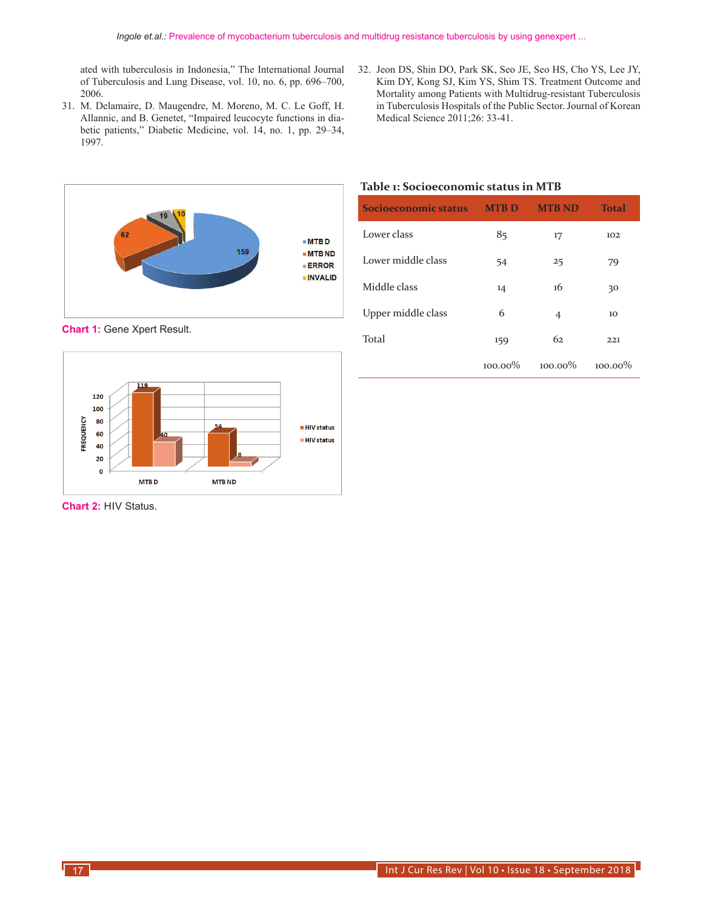ated with tuberculosis in Indonesia," The International Journal of Tuberculosis and Lung Disease, vol. 10, no. 6, pp. 696–700, 2006.

31. M. Delamaire, D. Maugendre, M. Moreno, M. C. Le Goff, H. Allannic, and B. Genetet, "Impaired leucocyte functions in diabetic patients," Diabetic Medicine, vol. 14, no. 1, pp. 29–34, 1997.

32. Jeon DS, Shin DO, Park SK, Seo JE, Seo HS, Cho YS, Lee JY, Kim DY, Kong SJ, Kim YS, Shim TS. Treatment Outcome and Mortality among Patients with Multidrug-resistant Tuberculosis in Tuberculosis Hospitals of the Public Sector. Journal of Korean Medical Science 2011;26: 33-41.

159
62
19
10
MTB D
MTB ND
ERROR
INVALID

**Chart 1:** Gene Xpert Result.

FREQUENCY
0
20
40
60
80
100
120
119
40
54
8
MTB D
MTB ND
HIV status
HIV status

**Chart 2:** HIV Status.

**Table 1: Socioeconomic status in MTB**

| Socioeconomic status | MTB D | MTB ND | Total |
|---|---|---|---|
| Lower class | 85 | 17 | 102 |
| Lower middle class | 54 | 25 | 79 |
| Middle class | 14 | 16 | 30 |
| Upper middle class | 6 | 4 | 10 |
| Total | 159 | 62 | 221 |
| | 100.00% | 100.00% | 100.00% |